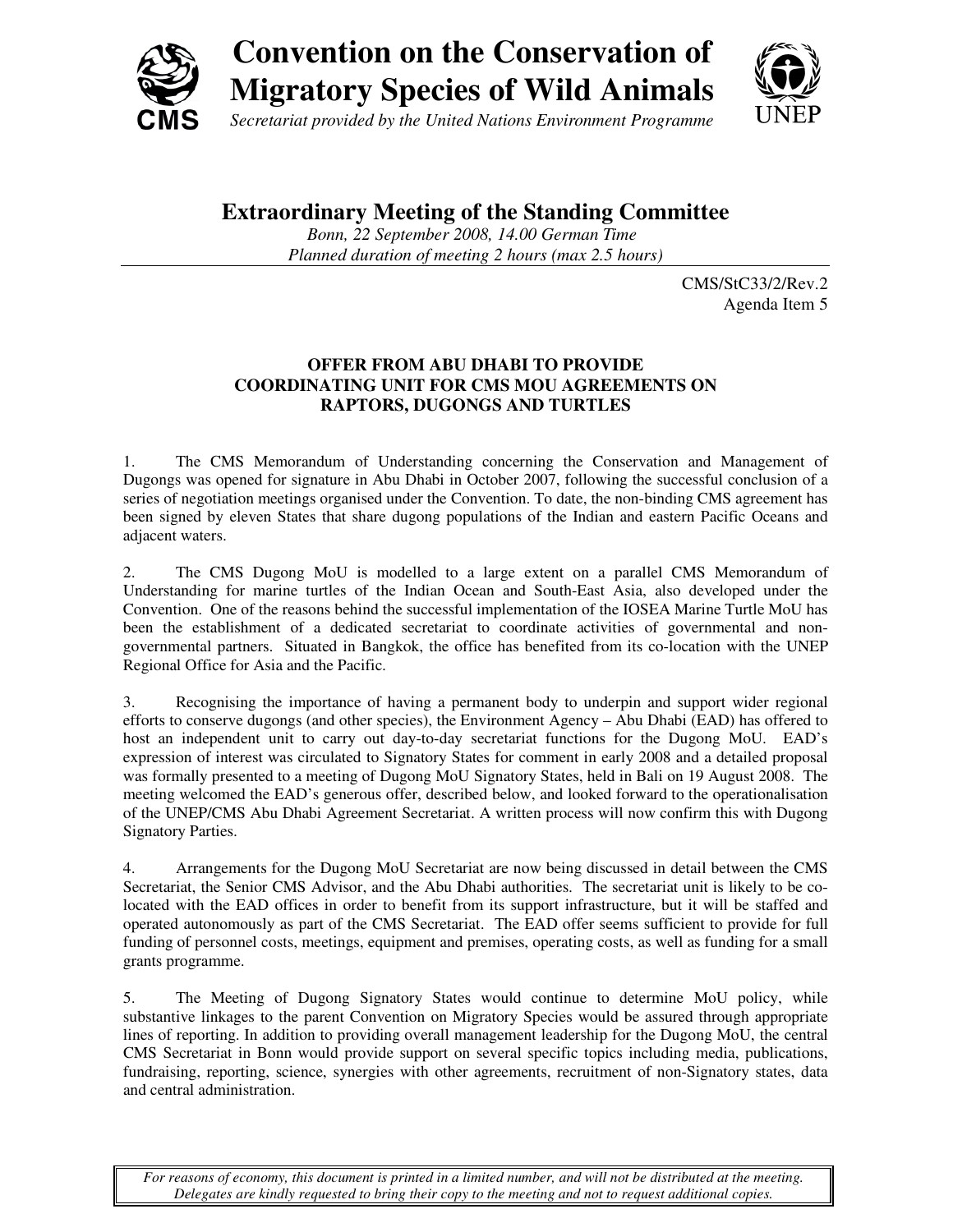# Convention on the Conservation of Migratory Species of Wild Animals

*Secretariat provided by the United Nations Environment Programme*

## Extraordinary Meeting of the Standing Committee

*Bonn, 22 September 2008, 14.00 German Time*
*Planned duration of meeting 2 hours (max 2.5 hours)*

CMS/StC33/2/Rev.2
Agenda Item 5

### OFFER FROM ABU DHABI TO PROVIDE COORDINATING UNIT FOR CMS MOU AGREEMENTS ON RAPTORS, DUGONGS AND TURTLES

1. The CMS Memorandum of Understanding concerning the Conservation and Management of Dugongs was opened for signature in Abu Dhabi in October 2007, following the successful conclusion of a series of negotiation meetings organised under the Convention. To date, the non-binding CMS agreement has been signed by eleven States that share dugong populations of the Indian and eastern Pacific Oceans and adjacent waters.

2. The CMS Dugong MoU is modelled to a large extent on a parallel CMS Memorandum of Understanding for marine turtles of the Indian Ocean and South-East Asia, also developed under the Convention. One of the reasons behind the successful implementation of the IOSEA Marine Turtle MoU has been the establishment of a dedicated secretariat to coordinate activities of governmental and non-governmental partners. Situated in Bangkok, the office has benefited from its co-location with the UNEP Regional Office for Asia and the Pacific.

3. Recognising the importance of having a permanent body to underpin and support wider regional efforts to conserve dugongs (and other species), the Environment Agency – Abu Dhabi (EAD) has offered to host an independent unit to carry out day-to-day secretariat functions for the Dugong MoU. EAD's expression of interest was circulated to Signatory States for comment in early 2008 and a detailed proposal was formally presented to a meeting of Dugong MoU Signatory States, held in Bali on 19 August 2008. The meeting welcomed the EAD's generous offer, described below, and looked forward to the operationalisation of the UNEP/CMS Abu Dhabi Agreement Secretariat. A written process will now confirm this with Dugong Signatory Parties.

4. Arrangements for the Dugong MoU Secretariat are now being discussed in detail between the CMS Secretariat, the Senior CMS Advisor, and the Abu Dhabi authorities. The secretariat unit is likely to be co-located with the EAD offices in order to benefit from its support infrastructure, but it will be staffed and operated autonomously as part of the CMS Secretariat. The EAD offer seems sufficient to provide for full funding of personnel costs, meetings, equipment and premises, operating costs, as well as funding for a small grants programme.

5. The Meeting of Dugong Signatory States would continue to determine MoU policy, while substantive linkages to the parent Convention on Migratory Species would be assured through appropriate lines of reporting. In addition to providing overall management leadership for the Dugong MoU, the central CMS Secretariat in Bonn would provide support on several specific topics including media, publications, fundraising, reporting, science, synergies with other agreements, recruitment of non-Signatory states, data and central administration.

*For reasons of economy, this document is printed in a limited number, and will not be distributed at the meeting. Delegates are kindly requested to bring their copy to the meeting and not to request additional copies.*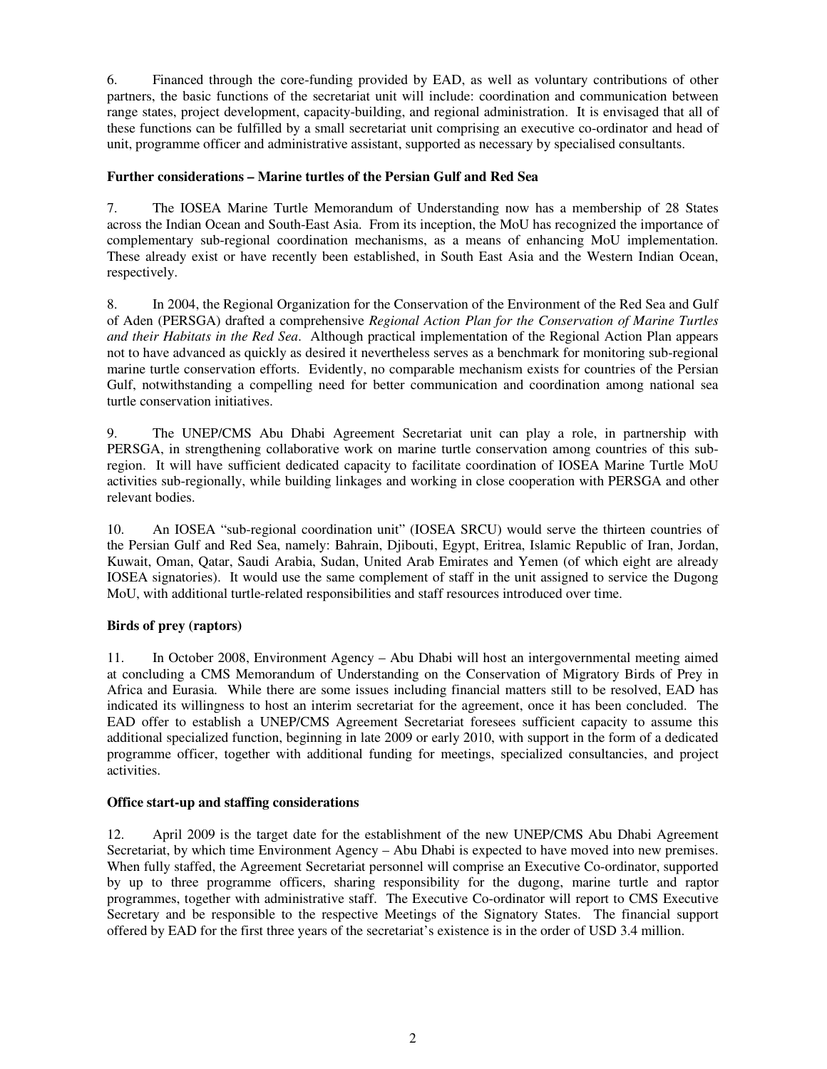6. Financed through the core-funding provided by EAD, as well as voluntary contributions of other partners, the basic functions of the secretariat unit will include: coordination and communication between range states, project development, capacity-building, and regional administration. It is envisaged that all of these functions can be fulfilled by a small secretariat unit comprising an executive co-ordinator and head of unit, programme officer and administrative assistant, supported as necessary by specialised consultants.

**Further considerations – Marine turtles of the Persian Gulf and Red Sea**

7. The IOSEA Marine Turtle Memorandum of Understanding now has a membership of 28 States across the Indian Ocean and South-East Asia. From its inception, the MoU has recognized the importance of complementary sub-regional coordination mechanisms, as a means of enhancing MoU implementation. These already exist or have recently been established, in South East Asia and the Western Indian Ocean, respectively.

8. In 2004, the Regional Organization for the Conservation of the Environment of the Red Sea and Gulf of Aden (PERSGA) drafted a comprehensive *Regional Action Plan for the Conservation of Marine Turtles and their Habitats in the Red Sea*. Although practical implementation of the Regional Action Plan appears not to have advanced as quickly as desired it nevertheless serves as a benchmark for monitoring sub-regional marine turtle conservation efforts. Evidently, no comparable mechanism exists for countries of the Persian Gulf, notwithstanding a compelling need for better communication and coordination among national sea turtle conservation initiatives.

9. The UNEP/CMS Abu Dhabi Agreement Secretariat unit can play a role, in partnership with PERSGA, in strengthening collaborative work on marine turtle conservation among countries of this sub-region. It will have sufficient dedicated capacity to facilitate coordination of IOSEA Marine Turtle MoU activities sub-regionally, while building linkages and working in close cooperation with PERSGA and other relevant bodies.

10. An IOSEA "sub-regional coordination unit" (IOSEA SRCU) would serve the thirteen countries of the Persian Gulf and Red Sea, namely: Bahrain, Djibouti, Egypt, Eritrea, Islamic Republic of Iran, Jordan, Kuwait, Oman, Qatar, Saudi Arabia, Sudan, United Arab Emirates and Yemen (of which eight are already IOSEA signatories). It would use the same complement of staff in the unit assigned to service the Dugong MoU, with additional turtle-related responsibilities and staff resources introduced over time.

**Birds of prey (raptors)**

11. In October 2008, Environment Agency – Abu Dhabi will host an intergovernmental meeting aimed at concluding a CMS Memorandum of Understanding on the Conservation of Migratory Birds of Prey in Africa and Eurasia. While there are some issues including financial matters still to be resolved, EAD has indicated its willingness to host an interim secretariat for the agreement, once it has been concluded. The EAD offer to establish a UNEP/CMS Agreement Secretariat foresees sufficient capacity to assume this additional specialized function, beginning in late 2009 or early 2010, with support in the form of a dedicated programme officer, together with additional funding for meetings, specialized consultancies, and project activities.

**Office start-up and staffing considerations**

12. April 2009 is the target date for the establishment of the new UNEP/CMS Abu Dhabi Agreement Secretariat, by which time Environment Agency – Abu Dhabi is expected to have moved into new premises. When fully staffed, the Agreement Secretariat personnel will comprise an Executive Co-ordinator, supported by up to three programme officers, sharing responsibility for the dugong, marine turtle and raptor programmes, together with administrative staff. The Executive Co-ordinator will report to CMS Executive Secretary and be responsible to the respective Meetings of the Signatory States. The financial support offered by EAD for the first three years of the secretariat's existence is in the order of USD 3.4 million.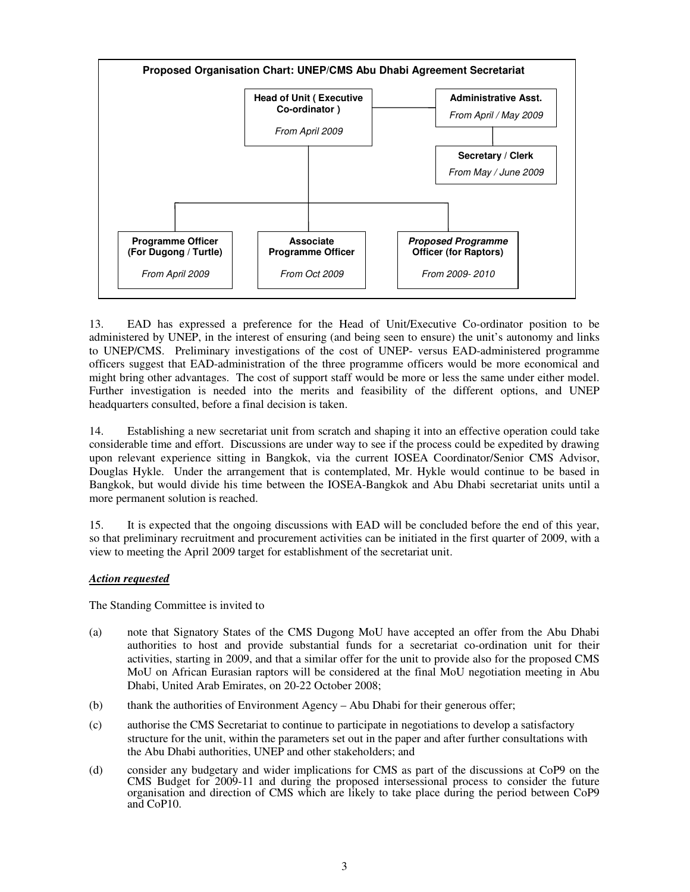**Proposed Organisation Chart: UNEP/CMS Abu Dhabi Agreement Secretariat**

**Head of Unit ( Executive Co-ordinator )**
*From April 2009*

**Administrative Asst.**
*From April / May 2009*

**Secretary / Clerk**
*From May / June 2009*

**Programme Officer (For Dugong / Turtle)**
*From April 2009*

**Associate Programme Officer**
*From Oct 2009*

***Proposed Programme* Officer (for Raptors)**
*From 2009- 2010*

13. EAD has expressed a preference for the Head of Unit/Executive Co-ordinator position to be administered by UNEP, in the interest of ensuring (and being seen to ensure) the unit's autonomy and links to UNEP/CMS. Preliminary investigations of the cost of UNEP- versus EAD-administered programme officers suggest that EAD-administration of the three programme officers would be more economical and might bring other advantages. The cost of support staff would be more or less the same under either model. Further investigation is needed into the merits and feasibility of the different options, and UNEP headquarters consulted, before a final decision is taken.

14. Establishing a new secretariat unit from scratch and shaping it into an effective operation could take considerable time and effort. Discussions are under way to see if the process could be expedited by drawing upon relevant experience sitting in Bangkok, via the current IOSEA Coordinator/Senior CMS Advisor, Douglas Hykle. Under the arrangement that is contemplated, Mr. Hykle would continue to be based in Bangkok, but would divide his time between the IOSEA-Bangkok and Abu Dhabi secretariat units until a more permanent solution is reached.

15. It is expected that the ongoing discussions with EAD will be concluded before the end of this year, so that preliminary recruitment and procurement activities can be initiated in the first quarter of 2009, with a view to meeting the April 2009 target for establishment of the secretariat unit.

***Action requested***

The Standing Committee is invited to

(a) note that Signatory States of the CMS Dugong MoU have accepted an offer from the Abu Dhabi authorities to host and provide substantial funds for a secretariat co-ordination unit for their activities, starting in 2009, and that a similar offer for the unit to provide also for the proposed CMS MoU on African Eurasian raptors will be considered at the final MoU negotiation meeting in Abu Dhabi, United Arab Emirates, on 20-22 October 2008;

(b) thank the authorities of Environment Agency – Abu Dhabi for their generous offer;

(c) authorise the CMS Secretariat to continue to participate in negotiations to develop a satisfactory structure for the unit, within the parameters set out in the paper and after further consultations with the Abu Dhabi authorities, UNEP and other stakeholders; and

(d) consider any budgetary and wider implications for CMS as part of the discussions at CoP9 on the CMS Budget for 2009-11 and during the proposed intersessional process to consider the future organisation and direction of CMS which are likely to take place during the period between CoP9 and CoP10.